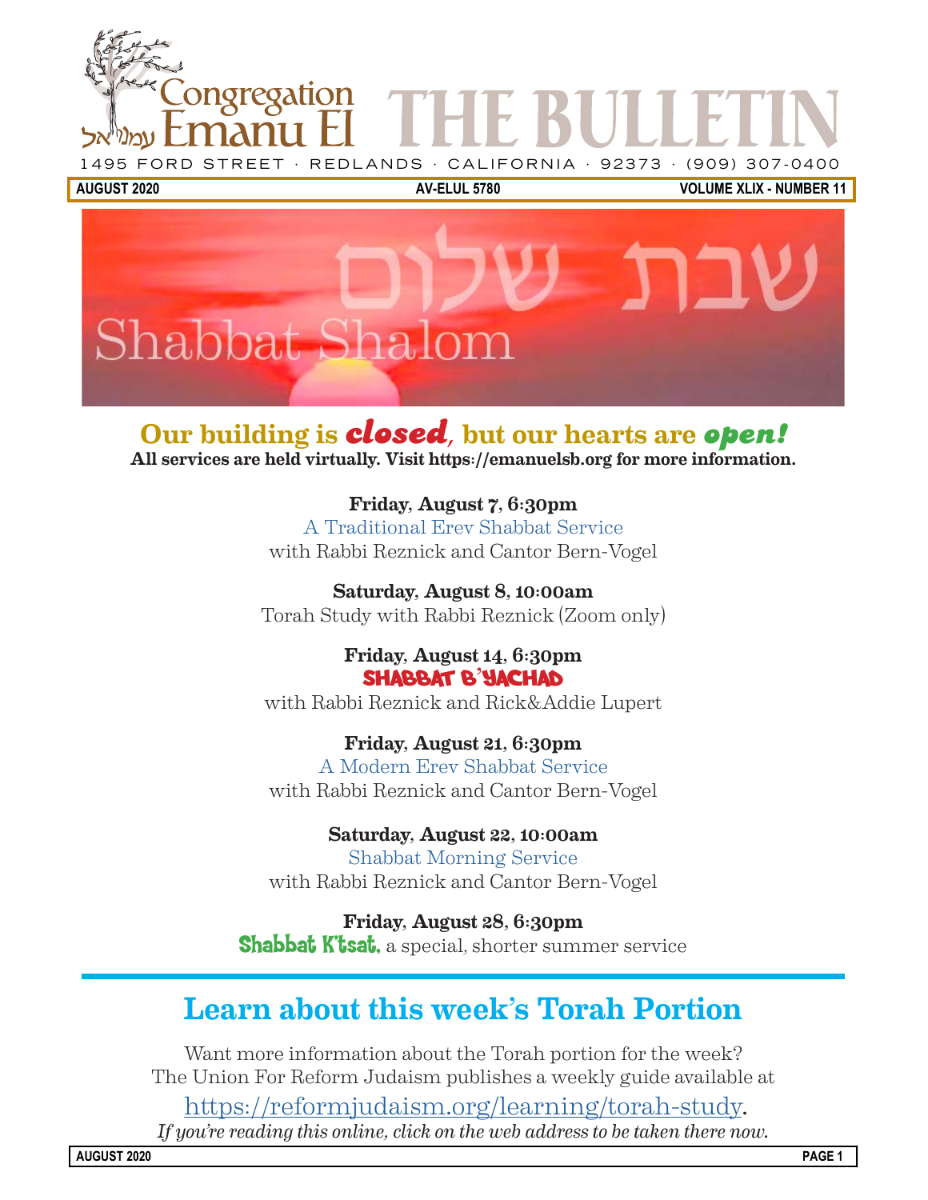# Congregation Emanu El עמנו אל — THE BULLETIN

1495 FORD STREET · REDLANDS · CALIFORNIA · 92373 · (909) 307-0400

**AUGUST 2020** | **AV-ELUL 5780** | **VOLUME XLIX - NUMBER 11**

שבת שלום

Shabbat Shalom

## Our building is *closed*, but our hearts are *open!*

**All services are held virtually. Visit https://emanuelsb.org for more information.**

**Friday, August 7, 6:30pm**
A Traditional Erev Shabbat Service
with Rabbi Reznick and Cantor Bern-Vogel

**Saturday, August 8, 10:00am**
Torah Study with Rabbi Reznick (Zoom only)

**Friday, August 14, 6:30pm**
**SHABBAT B'YACHAD**
with Rabbi Reznick and Rick&Addie Lupert

**Friday, August 21, 6:30pm**
A Modern Erev Shabbat Service
with Rabbi Reznick and Cantor Bern-Vogel

**Saturday, August 22, 10:00am**
Shabbat Morning Service
with Rabbi Reznick and Cantor Bern-Vogel

**Friday, August 28, 6:30pm**
**Shabbat K'tsat,** a special, shorter summer service

## Learn about this week's Torah Portion

Want more information about the Torah portion for the week?
The Union For Reform Judaism publishes a weekly guide available at

https://reformjudaism.org/learning/torah-study.

*If you're reading this online, click on the web address to be taken there now.*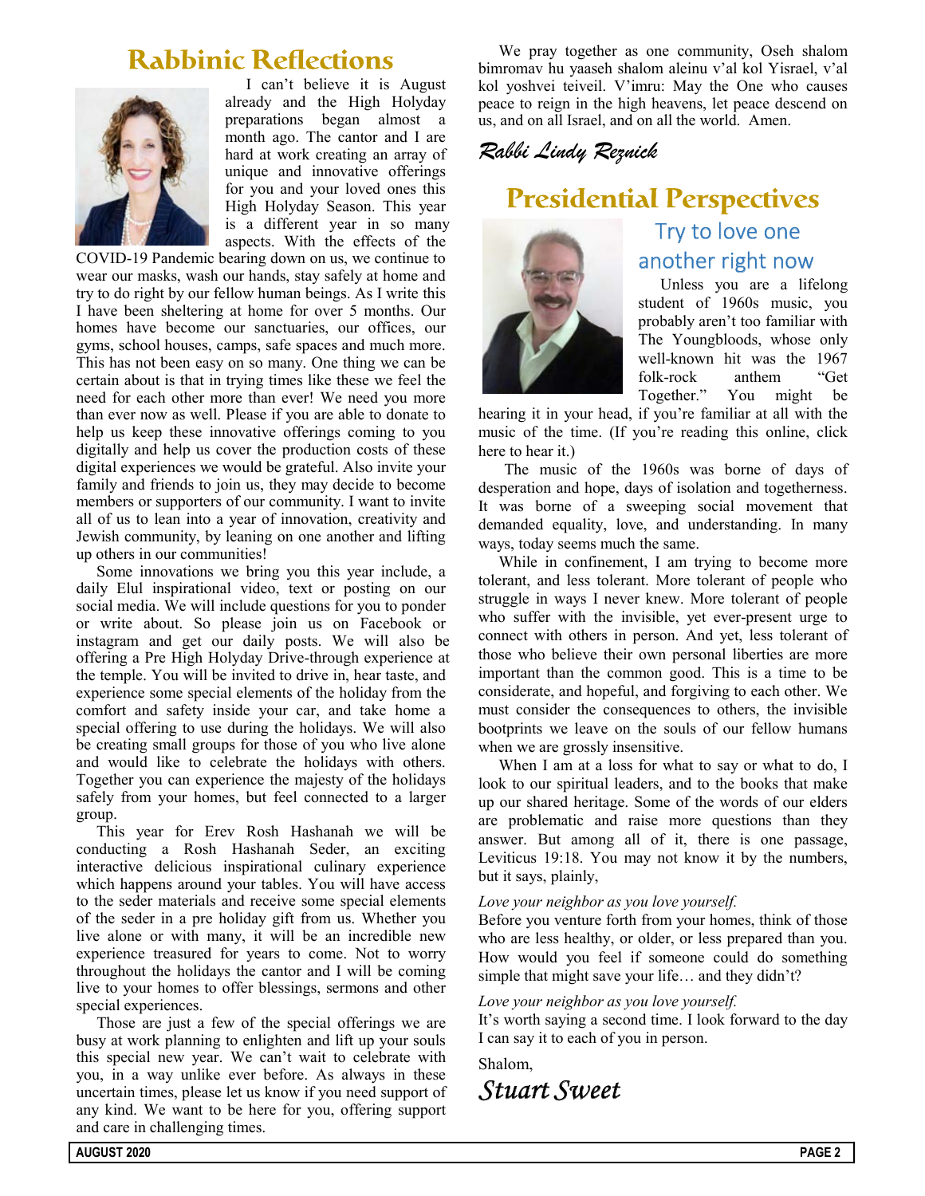## Rabbinic Reflections

I can't believe it is August already and the High Holyday preparations began almost a month ago. The cantor and I are hard at work creating an array of unique and innovative offerings for you and your loved ones this High Holyday Season. This year is a different year in so many aspects. With the effects of the COVID-19 Pandemic bearing down on us, we continue to wear our masks, wash our hands, stay safely at home and try to do right by our fellow human beings. As I write this I have been sheltering at home for over 5 months. Our homes have become our sanctuaries, our offices, our gyms, school houses, camps, safe spaces and much more. This has not been easy on so many. One thing we can be certain about is that in trying times like these we feel the need for each other more than ever! We need you more than ever now as well. Please if you are able to donate to help us keep these innovative offerings coming to you digitally and help us cover the production costs of these digital experiences we would be grateful. Also invite your family and friends to join us, they may decide to become members or supporters of our community. I want to invite all of us to lean into a year of innovation, creativity and Jewish community, by leaning on one another and lifting up others in our communities!

Some innovations we bring you this year include, a daily Elul inspirational video, text or posting on our social media. We will include questions for you to ponder or write about. So please join us on Facebook or instagram and get our daily posts. We will also be offering a Pre High Holyday Drive-through experience at the temple. You will be invited to drive in, hear taste, and experience some special elements of the holiday from the comfort and safety inside your car, and take home a special offering to use during the holidays. We will also be creating small groups for those of you who live alone and would like to celebrate the holidays with others. Together you can experience the majesty of the holidays safely from your homes, but feel connected to a larger group.

This year for Erev Rosh Hashanah we will be conducting a Rosh Hashanah Seder, an exciting interactive delicious inspirational culinary experience which happens around your tables. You will have access to the seder materials and receive some special elements of the seder in a pre holiday gift from us. Whether you live alone or with many, it will be an incredible new experience treasured for years to come. Not to worry throughout the holidays the cantor and I will be coming live to your homes to offer blessings, sermons and other special experiences.

Those are just a few of the special offerings we are busy at work planning to enlighten and lift up your souls this special new year. We can't wait to celebrate with you, in a way unlike ever before. As always in these uncertain times, please let us know if you need support of any kind. We want to be here for you, offering support and care in challenging times.

We pray together as one community, Oseh shalom bimromav hu yaaseh shalom aleinu v'al kol Yisrael, v'al kol yoshvei teiveil. V'imru: May the One who causes peace to reign in the high heavens, let peace descend on us, and on all Israel, and on all the world. Amen.

*Rabbi Lindy Reznick*

## Presidential Perspectives

### Try to love one another right now

Unless you are a lifelong student of 1960s music, you probably aren't too familiar with The Youngbloods, whose only well-known hit was the 1967 folk-rock anthem "Get Together." You might be hearing it in your head, if you're familiar at all with the music of the time. (If you're reading this online, click here to hear it.)

The music of the 1960s was borne of days of desperation and hope, days of isolation and togetherness. It was borne of a sweeping social movement that demanded equality, love, and understanding. In many ways, today seems much the same.

While in confinement, I am trying to become more tolerant, and less tolerant. More tolerant of people who struggle in ways I never knew. More tolerant of people who suffer with the invisible, yet ever-present urge to connect with others in person. And yet, less tolerant of those who believe their own personal liberties are more important than the common good. This is a time to be considerate, and hopeful, and forgiving to each other. We must consider the consequences to others, the invisible bootprints we leave on the souls of our fellow humans when we are grossly insensitive.

When I am at a loss for what to say or what to do, I look to our spiritual leaders, and to the books that make up our shared heritage. Some of the words of our elders are problematic and raise more questions than they answer. But among all of it, there is one passage, Leviticus 19:18. You may not know it by the numbers, but it says, plainly,

*Love your neighbor as you love yourself.*

Before you venture forth from your homes, think of those who are less healthy, or older, or less prepared than you. How would you feel if someone could do something simple that might save your life… and they didn't?

*Love your neighbor as you love yourself.*

It's worth saying a second time. I look forward to the day I can say it to each of you in person.

Shalom,

*Stuart Sweet*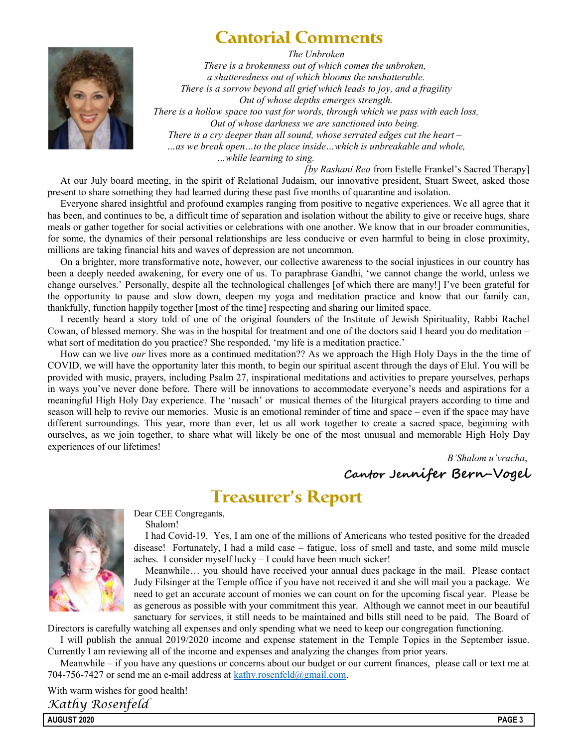# Cantorial Comments

*The Unbroken*

*There is a brokenness out of which comes the unbroken,*
*a shatteredness out of which blooms the unshatterable.*
*There is a sorrow beyond all grief which leads to joy, and a fragility*
*Out of whose depths emerges strength.*
*There is a hollow space too vast for words, through which we pass with each loss,*
*Out of whose darkness we are sanctioned into being.*
*There is a cry deeper than all sound, whose serrated edges cut the heart –*
*…as we break open…to the place inside…which is unbreakable and whole,*
*…while learning to sing.*

[*by Rashani Rea* from Estelle Frankel's Sacred Therapy]

At our July board meeting, in the spirit of Relational Judaism, our innovative president, Stuart Sweet, asked those present to share something they had learned during these past five months of quarantine and isolation.

Everyone shared insightful and profound examples ranging from positive to negative experiences. We all agree that it has been, and continues to be, a difficult time of separation and isolation without the ability to give or receive hugs, share meals or gather together for social activities or celebrations with one another. We know that in our broader communities, for some, the dynamics of their personal relationships are less conducive or even harmful to being in close proximity, millions are taking financial hits and waves of depression are not uncommon.

On a brighter, more transformative note, however, our collective awareness to the social injustices in our country has been a deeply needed awakening, for every one of us. To paraphrase Gandhi, 'we cannot change the world, unless we change ourselves.' Personally, despite all the technological challenges [of which there are many!] I've been grateful for the opportunity to pause and slow down, deepen my yoga and meditation practice and know that our family can, thankfully, function happily together [most of the time] respecting and sharing our limited space.

I recently heard a story told of one of the original founders of the Institute of Jewish Spirituality, Rabbi Rachel Cowan, of blessed memory. She was in the hospital for treatment and one of the doctors said I heard you do meditation – what sort of meditation do you practice? She responded, 'my life is a meditation practice.'

How can we live *our* lives more as a continued meditation?? As we approach the High Holy Days in the the time of COVID, we will have the opportunity later this month, to begin our spiritual ascent through the days of Elul. You will be provided with music, prayers, including Psalm 27, inspirational meditations and activities to prepare yourselves, perhaps in ways you've never done before. There will be innovations to accommodate everyone's needs and aspirations for a meaningful High Holy Day experience. The 'nusach' or musical themes of the liturgical prayers according to time and season will help to revive our memories. Music is an emotional reminder of time and space – even if the space may have different surroundings. This year, more than ever, let us all work together to create a sacred space, beginning with ourselves, as we join together, to share what will likely be one of the most unusual and memorable High Holy Day experiences of our lifetimes!

*B'Shalom u'vracha*,

**Cantor Jennifer Bern-Vogel**

# Treasurer's Report

Dear CEE Congregants,

Shalom!

I had Covid-19. Yes, I am one of the millions of Americans who tested positive for the dreaded disease! Fortunately, I had a mild case – fatigue, loss of smell and taste, and some mild muscle aches. I consider myself lucky – I could have been much sicker!

Meanwhile… you should have received your annual dues package in the mail. Please contact Judy Filsinger at the Temple office if you have not received it and she will mail you a package. We need to get an accurate account of monies we can count on for the upcoming fiscal year. Please be as generous as possible with your commitment this year. Although we cannot meet in our beautiful sanctuary for services, it still needs to be maintained and bills still need to be paid. The Board of Directors is carefully watching all expenses and only spending what we need to keep our congregation functioning.

I will publish the annual 2019/2020 income and expense statement in the Temple Topics in the September issue. Currently I am reviewing all of the income and expenses and analyzing the changes from prior years.

Meanwhile – if you have any questions or concerns about our budget or our current finances, please call or text me at 704-756-7427 or send me an e-mail address at kathy.rosenfeld@gmail.com.

With warm wishes for good health!

*Kathy Rosenfeld*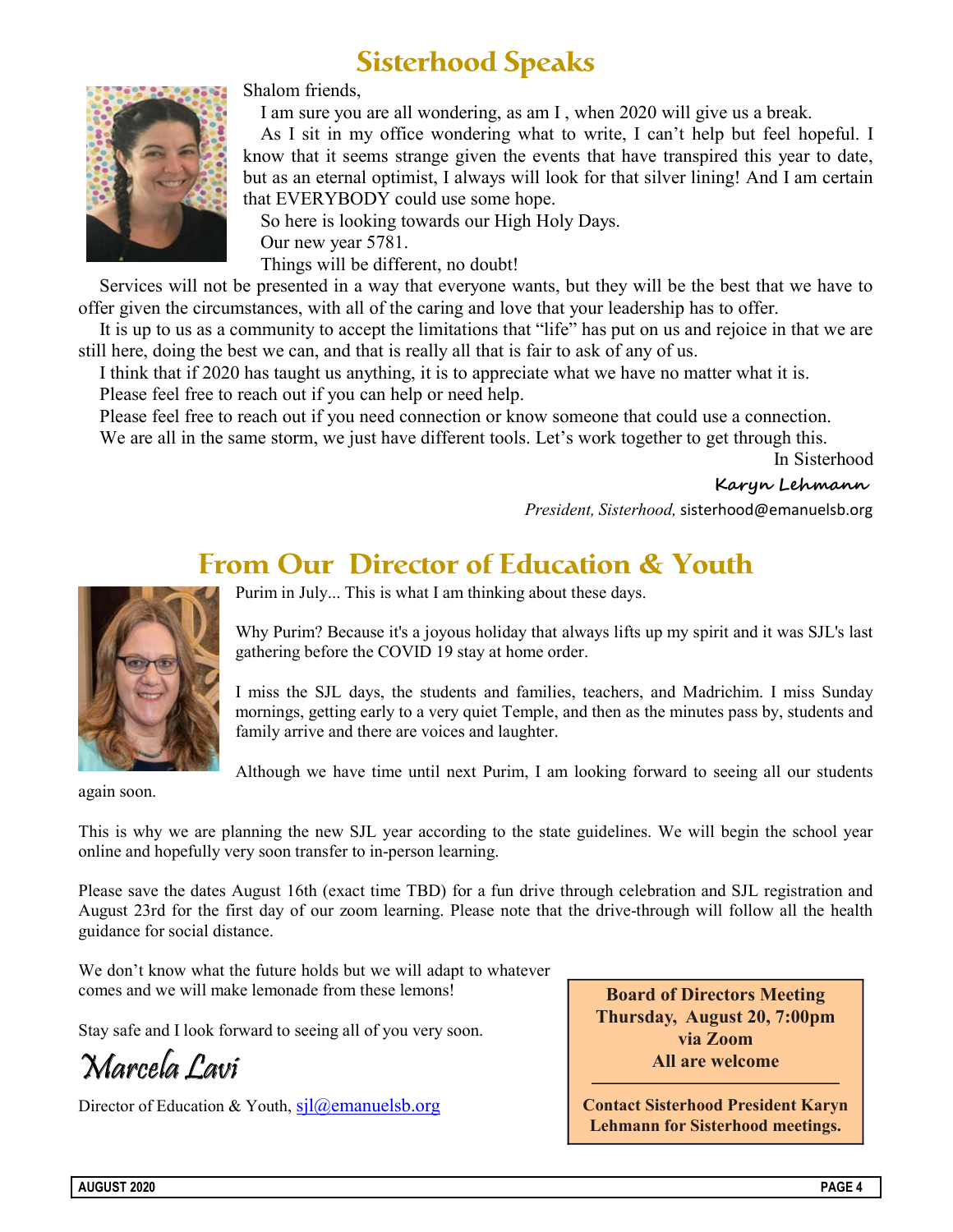## Sisterhood Speaks

Shalom friends,

I am sure you are all wondering, as am I , when 2020 will give us a break.

As I sit in my office wondering what to write, I can't help but feel hopeful. I know that it seems strange given the events that have transpired this year to date, but as an eternal optimist, I always will look for that silver lining! And I am certain that EVERYBODY could use some hope.

So here is looking towards our High Holy Days.

Our new year 5781.

Things will be different, no doubt!

Services will not be presented in a way that everyone wants, but they will be the best that we have to offer given the circumstances, with all of the caring and love that your leadership has to offer.

It is up to us as a community to accept the limitations that "life" has put on us and rejoice in that we are still here, doing the best we can, and that is really all that is fair to ask of any of us.

I think that if 2020 has taught us anything, it is to appreciate what we have no matter what it is.

Please feel free to reach out if you can help or need help.

Please feel free to reach out if you need connection or know someone that could use a connection.

We are all in the same storm, we just have different tools. Let's work together to get through this.

In Sisterhood

**Karyn Lehmann**

*President, Sisterhood,* sisterhood@emanuelsb.org

## From Our Director of Education & Youth

Purim in July... This is what I am thinking about these days.

Why Purim? Because it's a joyous holiday that always lifts up my spirit and it was SJL's last gathering before the COVID 19 stay at home order.

I miss the SJL days, the students and families, teachers, and Madrichim. I miss Sunday mornings, getting early to a very quiet Temple, and then as the minutes pass by, students and family arrive and there are voices and laughter.

Although we have time until next Purim, I am looking forward to seeing all our students again soon.

This is why we are planning the new SJL year according to the state guidelines. We will begin the school year online and hopefully very soon transfer to in-person learning.

Please save the dates August 16th (exact time TBD) for a fun drive through celebration and SJL registration and August 23rd for the first day of our zoom learning. Please note that the drive-through will follow all the health guidance for social distance.

We don't know what the future holds but we will adapt to whatever comes and we will make lemonade from these lemons!

Stay safe and I look forward to seeing all of you very soon.

*Marcela Lavi*

Director of Education & Youth, sjl@emanuelsb.org

**Board of Directors Meeting**
**Thursday, August 20, 7:00pm**
**via Zoom**
**All are welcome**

---

**Contact Sisterhood President Karyn Lehmann for Sisterhood meetings.**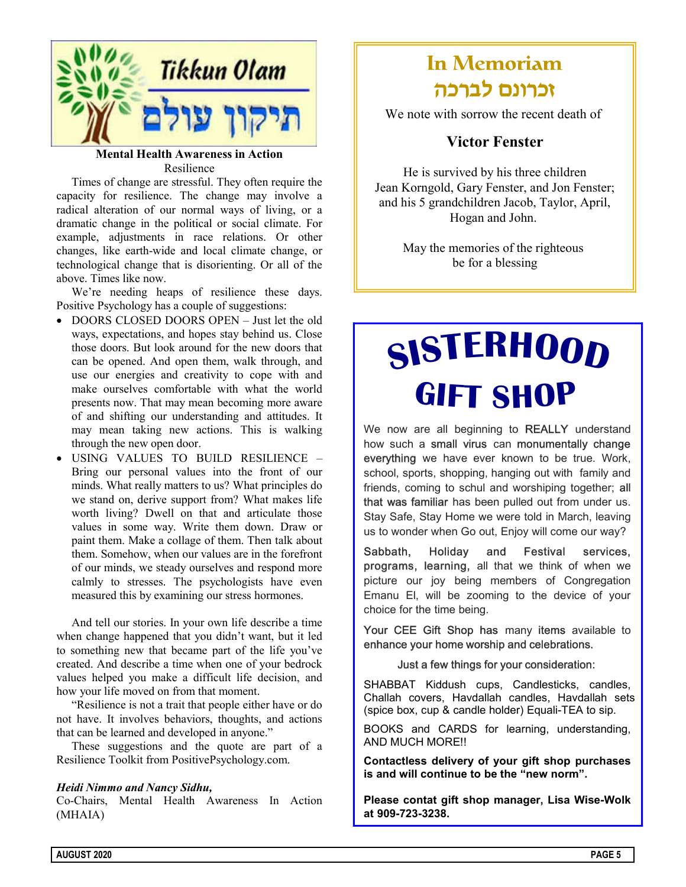# Tikkun Olam

# תיקון עולם

### Mental Health Awareness in Action

Resilience

Times of change are stressful. They often require the capacity for resilience. The change may involve a radical alteration of our normal ways of living, or a dramatic change in the political or social climate. For example, adjustments in race relations. Or other changes, like earth-wide and local climate change, or technological change that is disorienting. Or all of the above. Times like now.

We're needing heaps of resilience these days. Positive Psychology has a couple of suggestions:

- DOORS CLOSED DOORS OPEN – Just let the old ways, expectations, and hopes stay behind us. Close those doors. But look around for the new doors that can be opened. And open them, walk through, and use our energies and creativity to cope with and make ourselves comfortable with what the world presents now. That may mean becoming more aware of and shifting our understanding and attitudes. It may mean taking new actions. This is walking through the new open door.
- USING VALUES TO BUILD RESILIENCE – Bring our personal values into the front of our minds. What really matters to us? What principles do we stand on, derive support from? What makes life worth living? Dwell on that and articulate those values in some way. Write them down. Draw or paint them. Make a collage of them. Then talk about them. Somehow, when our values are in the forefront of our minds, we steady ourselves and respond more calmly to stresses. The psychologists have even measured this by examining our stress hormones.

And tell our stories. In your own life describe a time when change happened that you didn't want, but it led to something new that became part of the life you've created. And describe a time when one of your bedrock values helped you make a difficult life decision, and how your life moved on from that moment.

"Resilience is not a trait that people either have or do not have. It involves behaviors, thoughts, and actions that can be learned and developed in anyone."

These suggestions and the quote are part of a Resilience Toolkit from PositivePsychology.com.

*Heidi Nimmo and Nancy Sidhu,*
Co-Chairs, Mental Health Awareness In Action (MHAIA)

## In Memoriam
## זכרונם לברכה

We note with sorrow the recent death of

**Victor Fenster**

He is survived by his three children Jean Korngold, Gary Fenster, and Jon Fenster; and his 5 grandchildren Jacob, Taylor, April, Hogan and John.

May the memories of the righteous be for a blessing

# SISTERHOOD GIFT SHOP

We now are all beginning to REALLY understand how such a small virus can monumentally change everything we have ever known to be true. Work, school, sports, shopping, hanging out with family and friends, coming to schul and worshiping together; all that was familiar has been pulled out from under us. Stay Safe, Stay Home we were told in March, leaving us to wonder when Go out, Enjoy will come our way?

Sabbath, Holiday and Festival services, programs, learning, all that we think of when we picture our joy being members of Congregation Emanu El, will be zooming to the device of your choice for the time being.

Your CEE Gift Shop has many items available to enhance your home worship and celebrations.

Just a few things for your consideration:

SHABBAT Kiddush cups, Candlesticks, candles, Challah covers, Havdallah candles, Havdallah sets (spice box, cup & candle holder) Equali-TEA to sip.

BOOKS and CARDS for learning, understanding, AND MUCH MORE!!

**Contactless delivery of your gift shop purchases is and will continue to be the "new norm".**

**Please contat gift shop manager, Lisa Wise-Wolk at 909-723-3238.**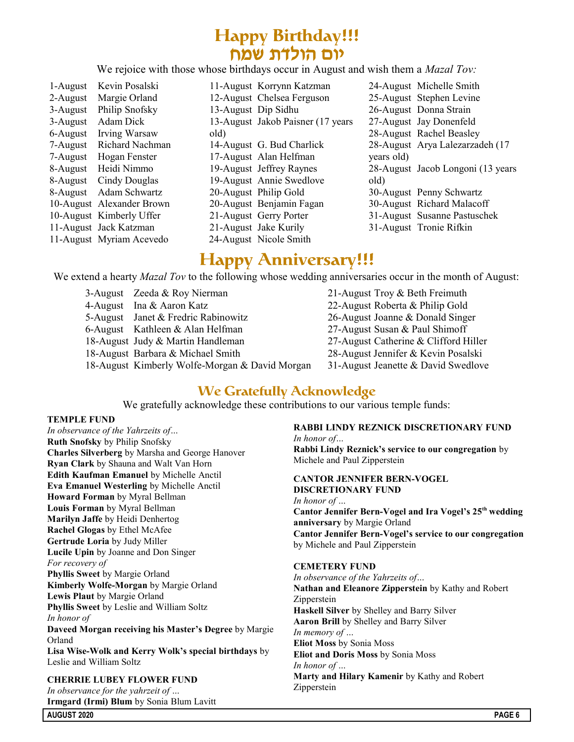# Happy Birthday!!!
# יום הולדת שמח

We rejoice with those whose birthdays occur in August and wish them a *Mazal Tov:*

1-August Kevin Posalski
2-August Margie Orland
3-August Philip Snofsky
3-August Adam Dick
6-August Irving Warsaw
7-August Richard Nachman
7-August Hogan Fenster
8-August Heidi Nimmo
8-August Cindy Douglas
8-August Adam Schwartz
10-August Alexander Brown
10-August Kimberly Uffer
11-August Jack Katzman
11-August Myriam Acevedo
11-August Korrynn Katzman
12-August Chelsea Ferguson
13-August Dip Sidhu
13-August Jakob Paisner (17 years old)
14-August G. Bud Charlick
17-August Alan Helfman
19-August Jeffrey Raynes
19-August Annie Swedlove
20-August Philip Gold
20-August Benjamin Fagan
21-August Gerry Porter
21-August Jake Kurily
24-August Nicole Smith
24-August Michelle Smith
25-August Stephen Levine
26-August Donna Strain
27-August Jay Donenfeld
28-August Rachel Beasley
28-August Arya Lalezarzadeh (17 years old)
28-August Jacob Longoni (13 years old)
30-August Penny Schwartz
30-August Richard Malacoff
31-August Susanne Pastuschek
31-August Tronie Rifkin

# Happy Anniversary!!!

We extend a hearty *Mazal Tov* to the following whose wedding anniversaries occur in the month of August:

3-August Zeeda & Roy Nierman
4-August Ina & Aaron Katz
5-August Janet & Fredric Rabinowitz
6-August Kathleen & Alan Helfman
18-August Judy & Martin Handleman
18-August Barbara & Michael Smith
18-August Kimberly Wolfe-Morgan & David Morgan
21-August Troy & Beth Freimuth
22-August Roberta & Philip Gold
26-August Joanne & Donald Singer
27-August Susan & Paul Shimoff
27-August Catherine & Clifford Hiller
28-August Jennifer & Kevin Posalski
31-August Jeanette & David Swedlove

# We Gratefully Acknowledge

We gratefully acknowledge these contributions to our various temple funds:

**TEMPLE FUND**

*In observance of the Yahrzeits of…*
**Ruth Snofsky** by Philip Snofsky
**Charles Silverberg** by Marsha and George Hanover
**Ryan Clark** by Shauna and Walt Van Horn
**Edith Kaufman Emanuel** by Michelle Anctil
**Eva Emanuel Westerling** by Michelle Anctil
**Howard Forman** by Myral Bellman
**Louis Forman** by Myral Bellman
**Marilyn Jaffe** by Heidi Denhertog
**Rachel Glogas** by Ethel McAfee
**Gertrude Loria** by Judy Miller
**Lucile Upin** by Joanne and Don Singer
*For recovery of*
**Phyllis Sweet** by Margie Orland
**Kimberly Wolfe-Morgan** by Margie Orland
**Lewis Plaut** by Margie Orland
**Phyllis Sweet** by Leslie and William Soltz
*In honor of*
**Daveed Morgan receiving his Master's Degree** by Margie Orland
**Lisa Wise-Wolk and Kerry Wolk's special birthdays** by Leslie and William Soltz

**CHERRIE LUBEY FLOWER FUND**

*In observance for the yahrzeit of …*
**Irmgard (Irmi) Blum** by Sonia Blum Lavitt

**RABBI LINDY REZNICK DISCRETIONARY FUND**

*In honor of…*
**Rabbi Lindy Reznick's service to our congregation** by Michele and Paul Zipperstein

**CANTOR JENNIFER BERN-VOGEL DISCRETIONARY FUND**

*In honor of …*
**Cantor Jennifer Bern-Vogel and Ira Vogel's 25th wedding anniversary** by Margie Orland
**Cantor Jennifer Bern-Vogel's service to our congregation** by Michele and Paul Zipperstein

**CEMETERY FUND**

*In observance of the Yahrzeits of…*
**Nathan and Eleanore Zipperstein** by Kathy and Robert Zipperstein
**Haskell Silver** by Shelley and Barry Silver
**Aaron Brill** by Shelley and Barry Silver
*In memory of …*
**Eliot Moss** by Sonia Moss
**Eliot and Doris Moss** by Sonia Moss
*In honor of …*
**Marty and Hilary Kamenir** by Kathy and Robert Zipperstein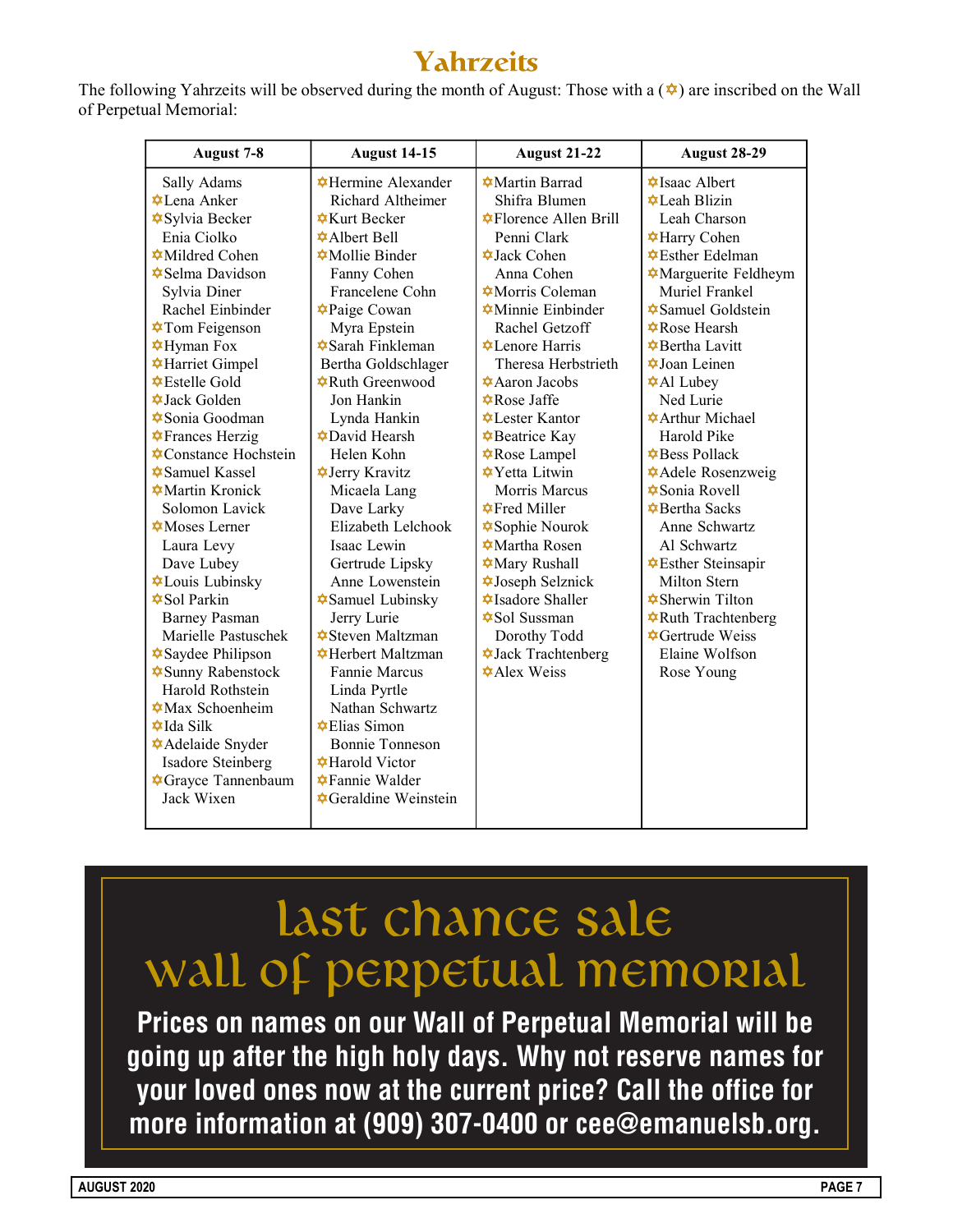# Yahrzeits

The following Yahrzeits will be observed during the month of August: Those with a (✡) are inscribed on the Wall of Perpetual Memorial:

| August 7-8 | August 14-15 | August 21-22 | August 28-29 |
|---|---|---|---|
| Sally Adams | ✡Hermine Alexander | ✡Martin Barrad | ✡Isaac Albert |
| ✡Lena Anker | Richard Altheimer | Shifra Blumen | ✡Leah Blizin |
| ✡Sylvia Becker | ✡Kurt Becker | ✡Florence Allen Brill | Leah Charson |
| Enia Ciolko | ✡Albert Bell | Penni Clark | ✡Harry Cohen |
| ✡Mildred Cohen | ✡Mollie Binder | ✡Jack Cohen | ✡Esther Edelman |
| ✡Selma Davidson | Fanny Cohen | Anna Cohen | ✡Marguerite Feldheym |
| Sylvia Diner | Francelene Cohn | ✡Morris Coleman | Muriel Frankel |
| Rachel Einbinder | ✡Paige Cowan | ✡Minnie Einbinder | ✡Samuel Goldstein |
| ✡Tom Feigenson | Myra Epstein | Rachel Getzoff | ✡Rose Hearsh |
| ✡Hyman Fox | ✡Sarah Finkleman | ✡Lenore Harris | ✡Bertha Lavitt |
| ✡Harriet Gimpel | Bertha Goldschlager | Theresa Herbstrieth | ✡Joan Leinen |
| ✡Estelle Gold | ✡Ruth Greenwood | ✡Aaron Jacobs | ✡Al Lubey |
| ✡Jack Golden | Jon Hankin | ✡Rose Jaffe | Ned Lurie |
| ✡Sonia Goodman | Lynda Hankin | ✡Lester Kantor | ✡Arthur Michael |
| ✡Frances Herzig | ✡David Hearsh | ✡Beatrice Kay | Harold Pike |
| ✡Constance Hochstein | Helen Kohn | ✡Rose Lampel | ✡Bess Pollack |
| ✡Samuel Kassel | ✡Jerry Kravitz | ✡Yetta Litwin | ✡Adele Rosenzweig |
| ✡Martin Kronick | Micaela Lang | Morris Marcus | ✡Sonia Rovell |
| Solomon Lavick | Dave Larky | ✡Fred Miller | ✡Bertha Sacks |
| ✡Moses Lerner | Elizabeth Lelchook | ✡Sophie Nourok | Anne Schwartz |
| Laura Levy | Isaac Lewin | ✡Martha Rosen | Al Schwartz |
| Dave Lubey | Gertrude Lipsky | ✡Mary Rushall | ✡Esther Steinsapir |
| ✡Louis Lubinsky | Anne Lowenstein | ✡Joseph Selznick | Milton Stern |
| ✡Sol Parkin | ✡Samuel Lubinsky | ✡Isadore Shaller | ✡Sherwin Tilton |
| Barney Pasman | Jerry Lurie | ✡Sol Sussman | ✡Ruth Trachtenberg |
| Marielle Pastuschek | ✡Steven Maltzman | Dorothy Todd | ✡Gertrude Weiss |
| ✡Saydee Philipson | ✡Herbert Maltzman | ✡Jack Trachtenberg | Elaine Wolfson |
| ✡Sunny Rabenstock | Fannie Marcus | ✡Alex Weiss | Rose Young |
| Harold Rothstein | Linda Pyrtle | | |
| ✡Max Schoenheim | Nathan Schwartz | | |
| ✡Ida Silk | ✡Elias Simon | | |
| ✡Adelaide Snyder | Bonnie Tonneson | | |
| Isadore Steinberg | ✡Harold Victor | | |
| ✡Grayce Tannenbaum | ✡Fannie Walder | | |
| Jack Wixen | ✡Geraldine Weinstein | | |

# Last Chance Sale Wall of Perpetual Memorial

**Prices on names on our Wall of Perpetual Memorial will be going up after the high holy days. Why not reserve names for your loved ones now at the current price? Call the office for more information at (909) 307-0400 or cee@emanuelsb.org.**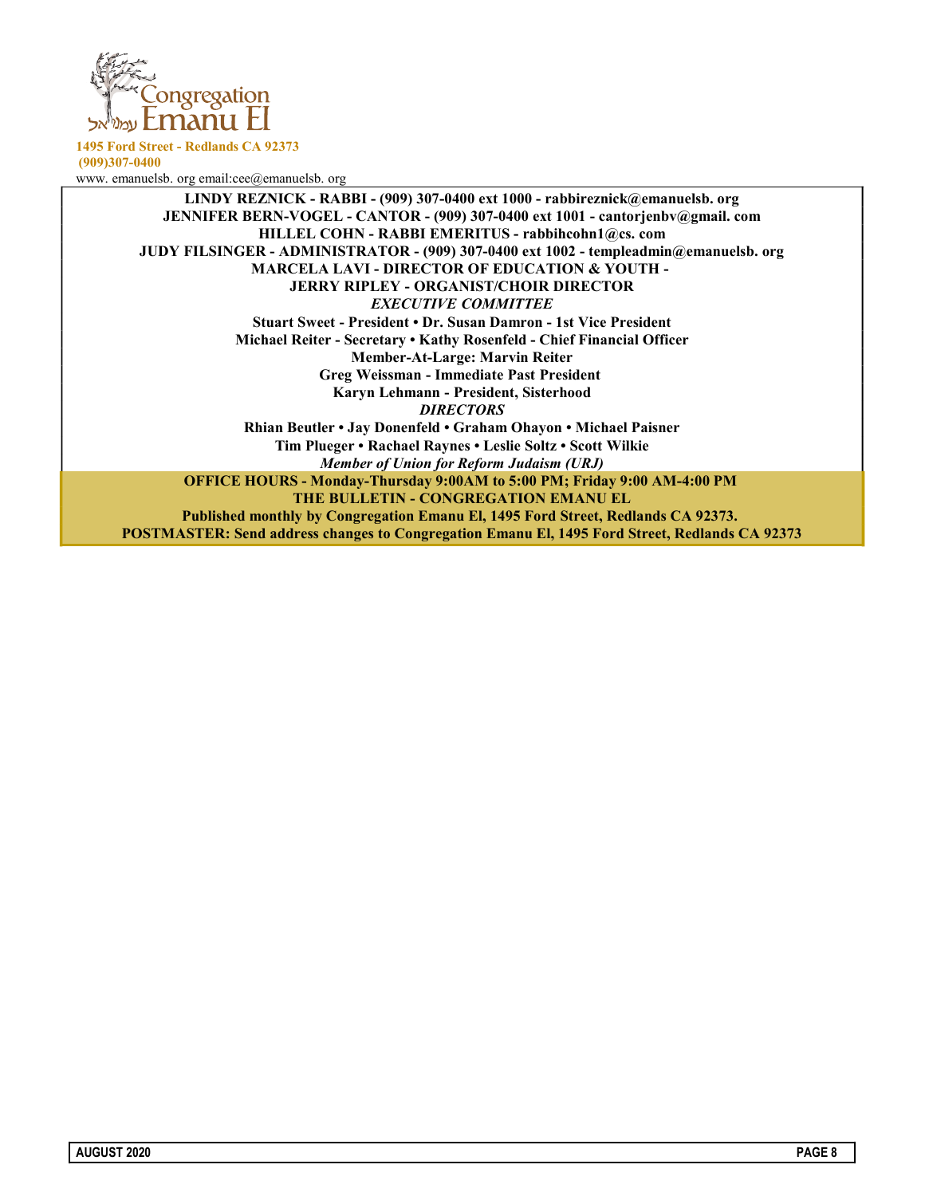Congregation Emanu El עמנו אל

**1495 Ford Street - Redlands CA 92373**
**(909)307-0400**
www. emanuelsb. org email:cee@emanuelsb. org

**LINDY REZNICK - RABBI - (909) 307-0400 ext 1000 - rabbireznick@emanuelsb. org**
**JENNIFER BERN-VOGEL - CANTOR - (909) 307-0400 ext 1001 - cantorjenbv@gmail. com**
**HILLEL COHN - RABBI EMERITUS - rabbihcohn1@cs. com**
**JUDY FILSINGER - ADMINISTRATOR - (909) 307-0400 ext 1002 - templeadmin@emanuelsb. org**
**MARCELA LAVI - DIRECTOR OF EDUCATION & YOUTH -**
**JERRY RIPLEY - ORGANIST/CHOIR DIRECTOR**

***EXECUTIVE COMMITTEE***

**Stuart Sweet - President • Dr. Susan Damron - 1st Vice President**
**Michael Reiter - Secretary • Kathy Rosenfeld - Chief Financial Officer**
**Member-At-Large: Marvin Reiter**
**Greg Weissman - Immediate Past President**
**Karyn Lehmann - President, Sisterhood**

***DIRECTORS***

**Rhian Beutler • Jay Donenfeld • Graham Ohayon • Michael Paisner**
**Tim Plueger • Rachael Raynes • Leslie Soltz • Scott Wilkie**

***Member of Union for Reform Judaism (URJ)***

**OFFICE HOURS - Monday-Thursday 9:00AM to 5:00 PM; Friday 9:00 AM-4:00 PM**
**THE BULLETIN - CONGREGATION EMANU EL**
**Published monthly by Congregation Emanu El, 1495 Ford Street, Redlands CA 92373.**
**POSTMASTER: Send address changes to Congregation Emanu El, 1495 Ford Street, Redlands CA 92373**